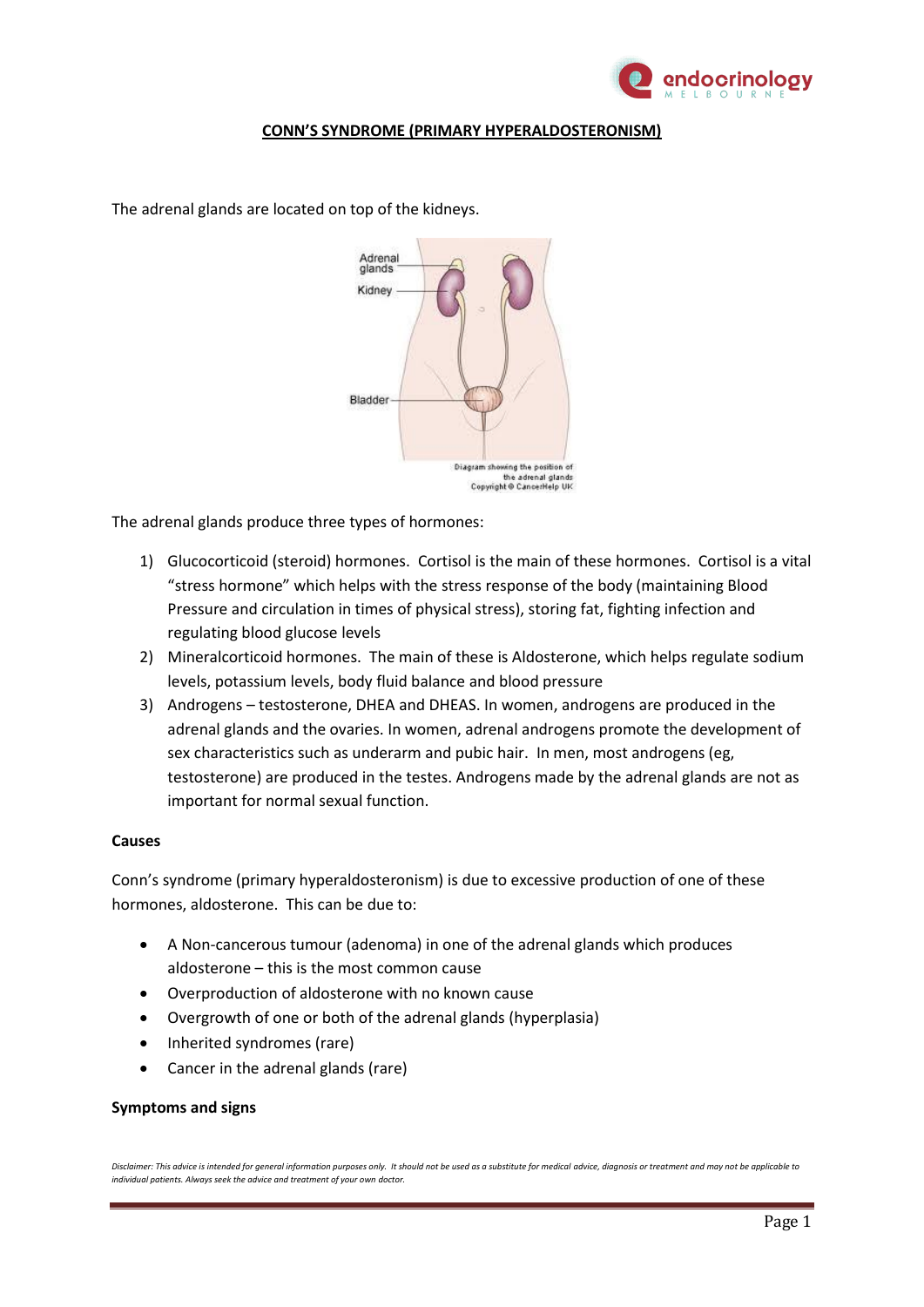# CONN'S SYNDROME (PRIMARY HYPERALDOSTERONISM)

The adrenal glands are located on top of the kidneys.

The adrenal glands produce three types of hormones:

1) Glucocorticoid (steroid) hormones. Cortisol is the main of these hormones. Cortisol is a vital "stress hormone" which helps with the stress response of the body (maintaining Blood Pressure and circulation in times of physical stress), storing fat, fighting infection and regulating blood glucose levels
2) Mineralcorticoid hormones. The main of these is Aldosterone, which helps regulate sodium levels, potassium levels, body fluid balance and blood pressure
3) Androgens – testosterone, DHEA and DHEAS. In women, androgens are produced in the adrenal glands and the ovaries. In women, adrenal androgens promote the development of sex characteristics such as underarm and pubic hair. In men, most androgens (eg, testosterone) are produced in the testes. Androgens made by the adrenal glands are not as important for normal sexual function.

**Causes**

Conn's syndrome (primary hyperaldosteronism) is due to excessive production of one of these hormones, aldosterone. This can be due to:

- A Non-cancerous tumour (adenoma) in one of the adrenal glands which produces aldosterone – this is the most common cause
- Overproduction of aldosterone with no known cause
- Overgrowth of one or both of the adrenal glands (hyperplasia)
- Inherited syndromes (rare)
- Cancer in the adrenal glands (rare)

**Symptoms and signs**

*Disclaimer: This advice is intended for general information purposes only. It should not be used as a substitute for medical advice, diagnosis or treatment and may not be applicable to individual patients. Always seek the advice and treatment of your own doctor.*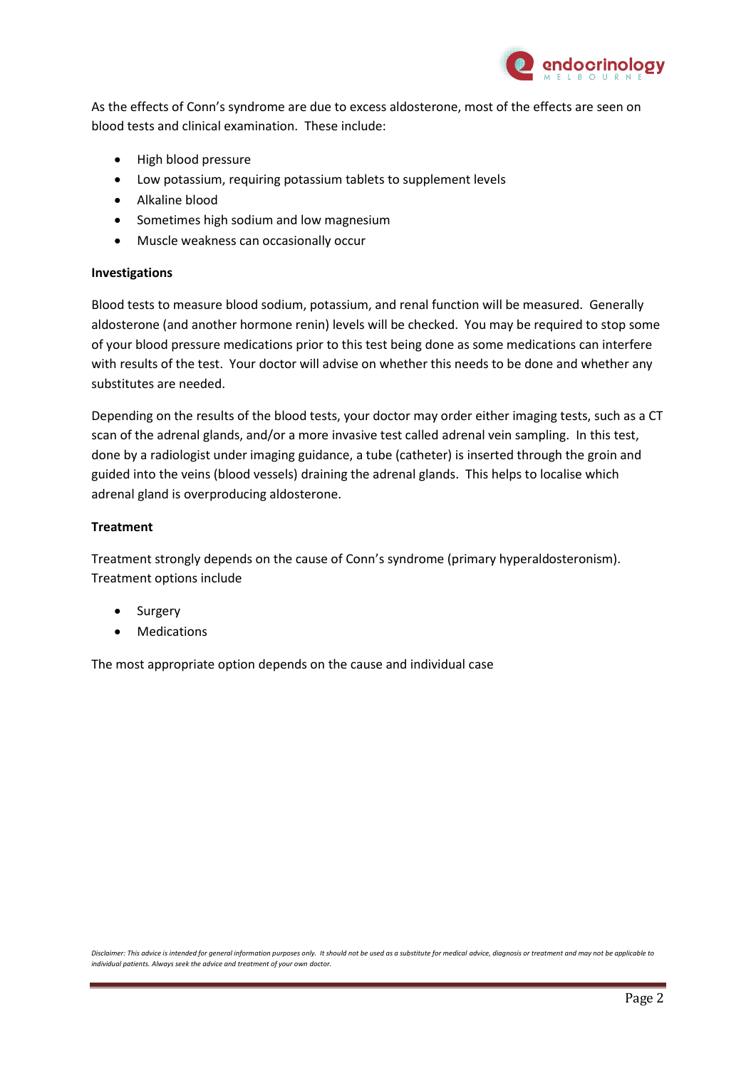As the effects of Conn's syndrome are due to excess aldosterone, most of the effects are seen on blood tests and clinical examination. These include:

- High blood pressure
- Low potassium, requiring potassium tablets to supplement levels
- Alkaline blood
- Sometimes high sodium and low magnesium
- Muscle weakness can occasionally occur

**Investigations**

Blood tests to measure blood sodium, potassium, and renal function will be measured. Generally aldosterone (and another hormone renin) levels will be checked. You may be required to stop some of your blood pressure medications prior to this test being done as some medications can interfere with results of the test. Your doctor will advise on whether this needs to be done and whether any substitutes are needed.

Depending on the results of the blood tests, your doctor may order either imaging tests, such as a CT scan of the adrenal glands, and/or a more invasive test called adrenal vein sampling. In this test, done by a radiologist under imaging guidance, a tube (catheter) is inserted through the groin and guided into the veins (blood vessels) draining the adrenal glands. This helps to localise which adrenal gland is overproducing aldosterone.

**Treatment**

Treatment strongly depends on the cause of Conn's syndrome (primary hyperaldosteronism). Treatment options include

- Surgery
- Medications

The most appropriate option depends on the cause and individual case

*Disclaimer: This advice is intended for general information purposes only. It should not be used as a substitute for medical advice, diagnosis or treatment and may not be applicable to individual patients. Always seek the advice and treatment of your own doctor.*